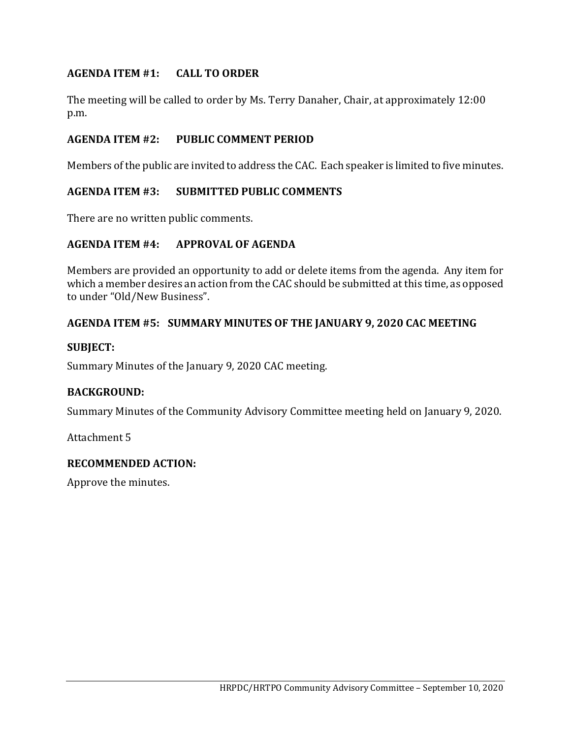**AGENDA ITEM #1: CALL TO ORDER**

The meeting will be called to order by Ms. Terry Danaher, Chair, at approximately 12:00 p.m.

**AGENDA ITEM #2: PUBLIC COMMENT PERIOD**

Members of the public are invited to address the CAC. Each speaker is limited to five minutes.

**AGENDA ITEM #3: SUBMITTED PUBLIC COMMENTS**

There are no written public comments.

**AGENDA ITEM #4: APPROVAL OF AGENDA**

Members are provided an opportunity to add or delete items from the agenda. Any item for which a member desires an action from the CAC should be submitted at this time, as opposed to under "Old/New Business".

**AGENDA ITEM #5: SUMMARY MINUTES OF THE JANUARY 9, 2020 CAC MEETING**

**SUBJECT:**

Summary Minutes of the January 9, 2020 CAC meeting.

**BACKGROUND:**

Summary Minutes of the Community Advisory Committee meeting held on January 9, 2020.

Attachment 5

**RECOMMENDED ACTION:**

Approve the minutes.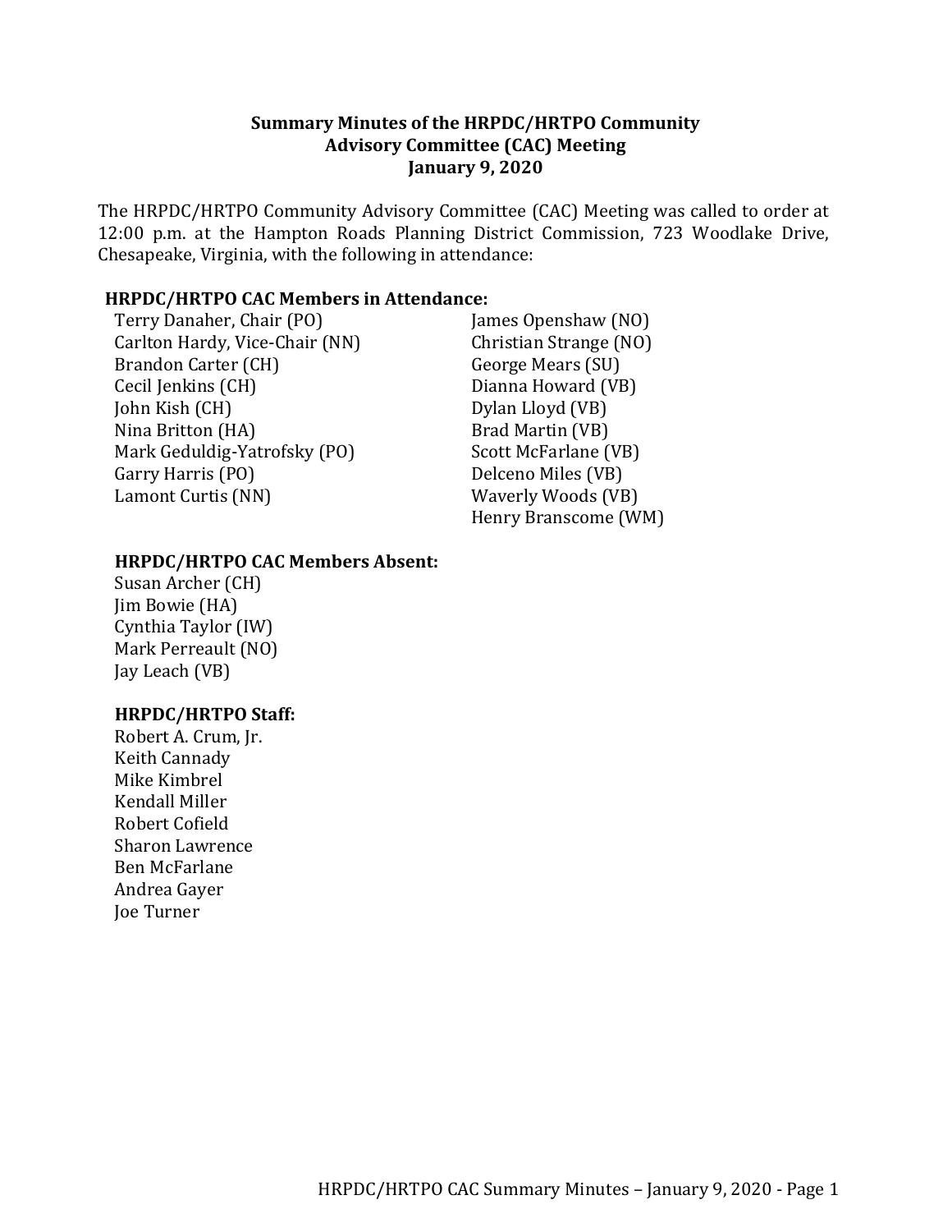**Summary Minutes of the HRPDC/HRTPO Community Advisory Committee (CAC) Meeting January 9, 2020**

The HRPDC/HRTPO Community Advisory Committee (CAC) Meeting was called to order at 12:00 p.m. at the Hampton Roads Planning District Commission, 723 Woodlake Drive, Chesapeake, Virginia, with the following in attendance:

**HRPDC/HRTPO CAC Members in Attendance:**

Terry Danaher, Chair (PO)
Carlton Hardy, Vice-Chair (NN)
Brandon Carter (CH)
Cecil Jenkins (CH)
John Kish (CH)
Nina Britton (HA)
Mark Geduldig-Yatrofsky (PO)
Garry Harris (PO)
Lamont Curtis (NN)
James Openshaw (NO)
Christian Strange (NO)
George Mears (SU)
Dianna Howard (VB)
Dylan Lloyd (VB)
Brad Martin (VB)
Scott McFarlane (VB)
Delceno Miles (VB)
Waverly Woods (VB)
Henry Branscome (WM)

**HRPDC/HRTPO CAC Members Absent:**

Susan Archer (CH)
Jim Bowie (HA)
Cynthia Taylor (IW)
Mark Perreault (NO)
Jay Leach (VB)

**HRPDC/HRTPO Staff:**

Robert A. Crum, Jr.
Keith Cannady
Mike Kimbrel
Kendall Miller
Robert Cofield
Sharon Lawrence
Ben McFarlane
Andrea Gayer
Joe Turner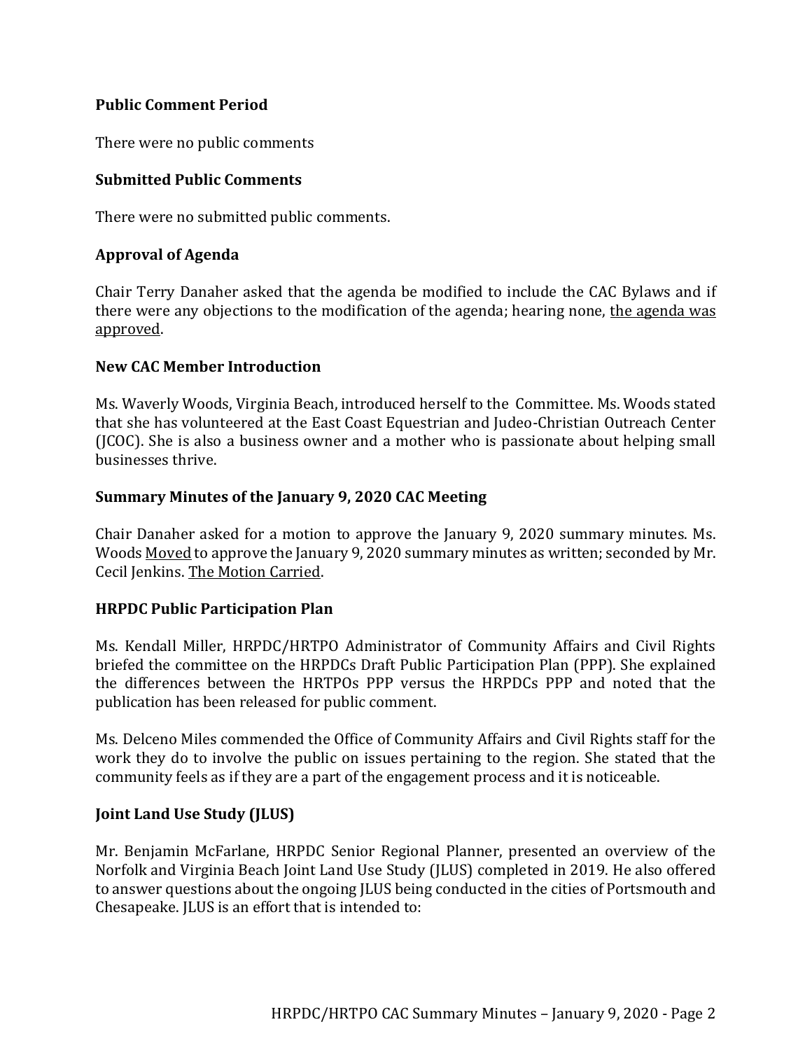**Public Comment Period**

There were no public comments

**Submitted Public Comments**

There were no submitted public comments.

**Approval of Agenda**

Chair Terry Danaher asked that the agenda be modified to include the CAC Bylaws and if there were any objections to the modification of the agenda; hearing none, <u>the agenda was approved</u>.

**New CAC Member Introduction**

Ms. Waverly Woods, Virginia Beach, introduced herself to the Committee. Ms. Woods stated that she has volunteered at the East Coast Equestrian and Judeo-Christian Outreach Center (JCOC). She is also a business owner and a mother who is passionate about helping small businesses thrive.

**Summary Minutes of the January 9, 2020 CAC Meeting**

Chair Danaher asked for a motion to approve the January 9, 2020 summary minutes. Ms. Woods <u>Moved</u> to approve the January 9, 2020 summary minutes as written; seconded by Mr. Cecil Jenkins. <u>The Motion Carried</u>.

**HRPDC Public Participation Plan**

Ms. Kendall Miller, HRPDC/HRTPO Administrator of Community Affairs and Civil Rights briefed the committee on the HRPDCs Draft Public Participation Plan (PPP). She explained the differences between the HRTPOs PPP versus the HRPDCs PPP and noted that the publication has been released for public comment.

Ms. Delceno Miles commended the Office of Community Affairs and Civil Rights staff for the work they do to involve the public on issues pertaining to the region. She stated that the community feels as if they are a part of the engagement process and it is noticeable.

**Joint Land Use Study (JLUS)**

Mr. Benjamin McFarlane, HRPDC Senior Regional Planner, presented an overview of the Norfolk and Virginia Beach Joint Land Use Study (JLUS) completed in 2019. He also offered to answer questions about the ongoing JLUS being conducted in the cities of Portsmouth and Chesapeake. JLUS is an effort that is intended to: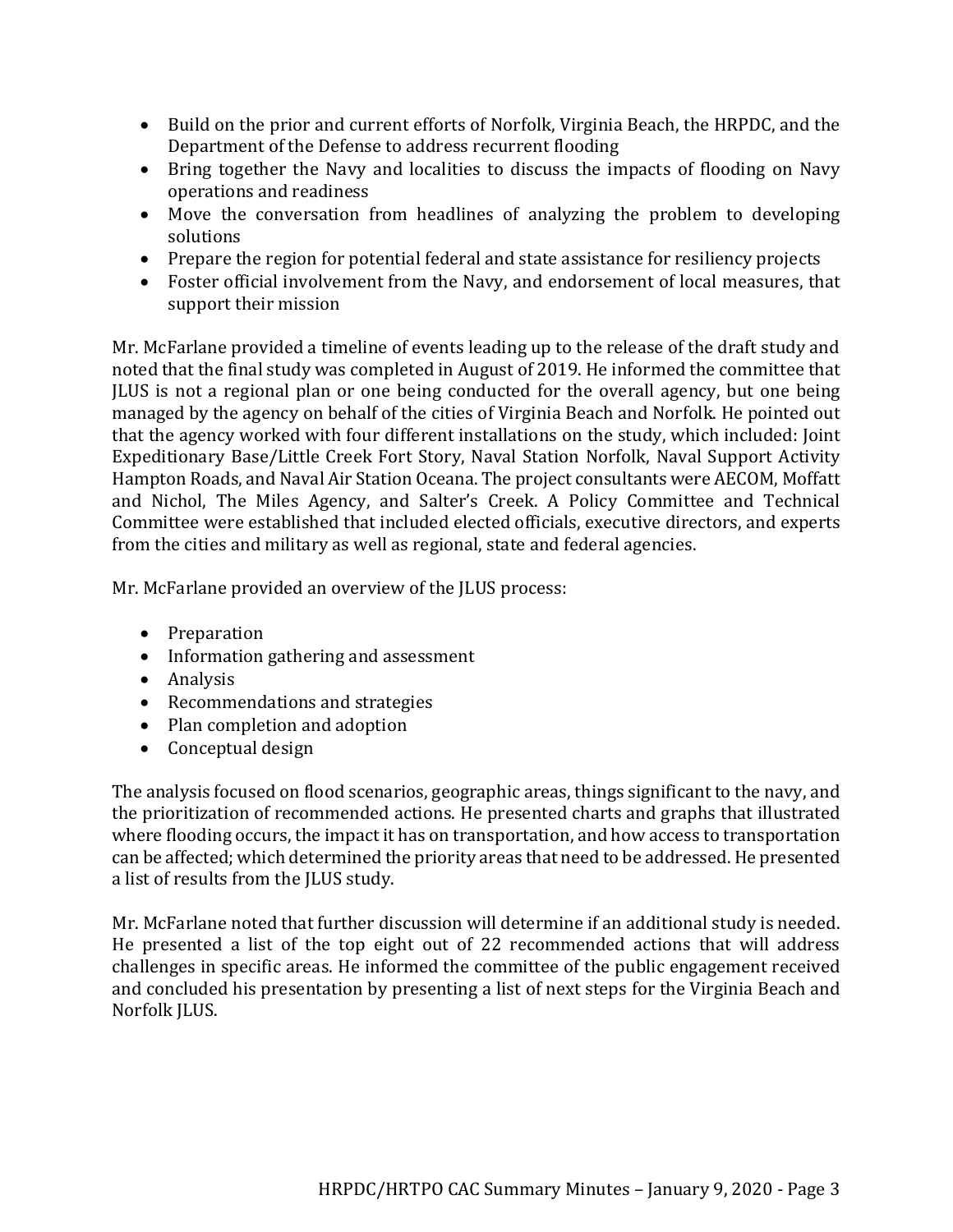- Build on the prior and current efforts of Norfolk, Virginia Beach, the HRPDC, and the Department of the Defense to address recurrent flooding
- Bring together the Navy and localities to discuss the impacts of flooding on Navy operations and readiness
- Move the conversation from headlines of analyzing the problem to developing solutions
- Prepare the region for potential federal and state assistance for resiliency projects
- Foster official involvement from the Navy, and endorsement of local measures, that support their mission

Mr. McFarlane provided a timeline of events leading up to the release of the draft study and noted that the final study was completed in August of 2019. He informed the committee that JLUS is not a regional plan or one being conducted for the overall agency, but one being managed by the agency on behalf of the cities of Virginia Beach and Norfolk. He pointed out that the agency worked with four different installations on the study, which included: Joint Expeditionary Base/Little Creek Fort Story, Naval Station Norfolk, Naval Support Activity Hampton Roads, and Naval Air Station Oceana. The project consultants were AECOM, Moffatt and Nichol, The Miles Agency, and Salter's Creek. A Policy Committee and Technical Committee were established that included elected officials, executive directors, and experts from the cities and military as well as regional, state and federal agencies.

Mr. McFarlane provided an overview of the JLUS process:

- Preparation
- Information gathering and assessment
- Analysis
- Recommendations and strategies
- Plan completion and adoption
- Conceptual design

The analysis focused on flood scenarios, geographic areas, things significant to the navy, and the prioritization of recommended actions. He presented charts and graphs that illustrated where flooding occurs, the impact it has on transportation, and how access to transportation can be affected; which determined the priority areas that need to be addressed. He presented a list of results from the JLUS study.

Mr. McFarlane noted that further discussion will determine if an additional study is needed. He presented a list of the top eight out of 22 recommended actions that will address challenges in specific areas. He informed the committee of the public engagement received and concluded his presentation by presenting a list of next steps for the Virginia Beach and Norfolk JLUS.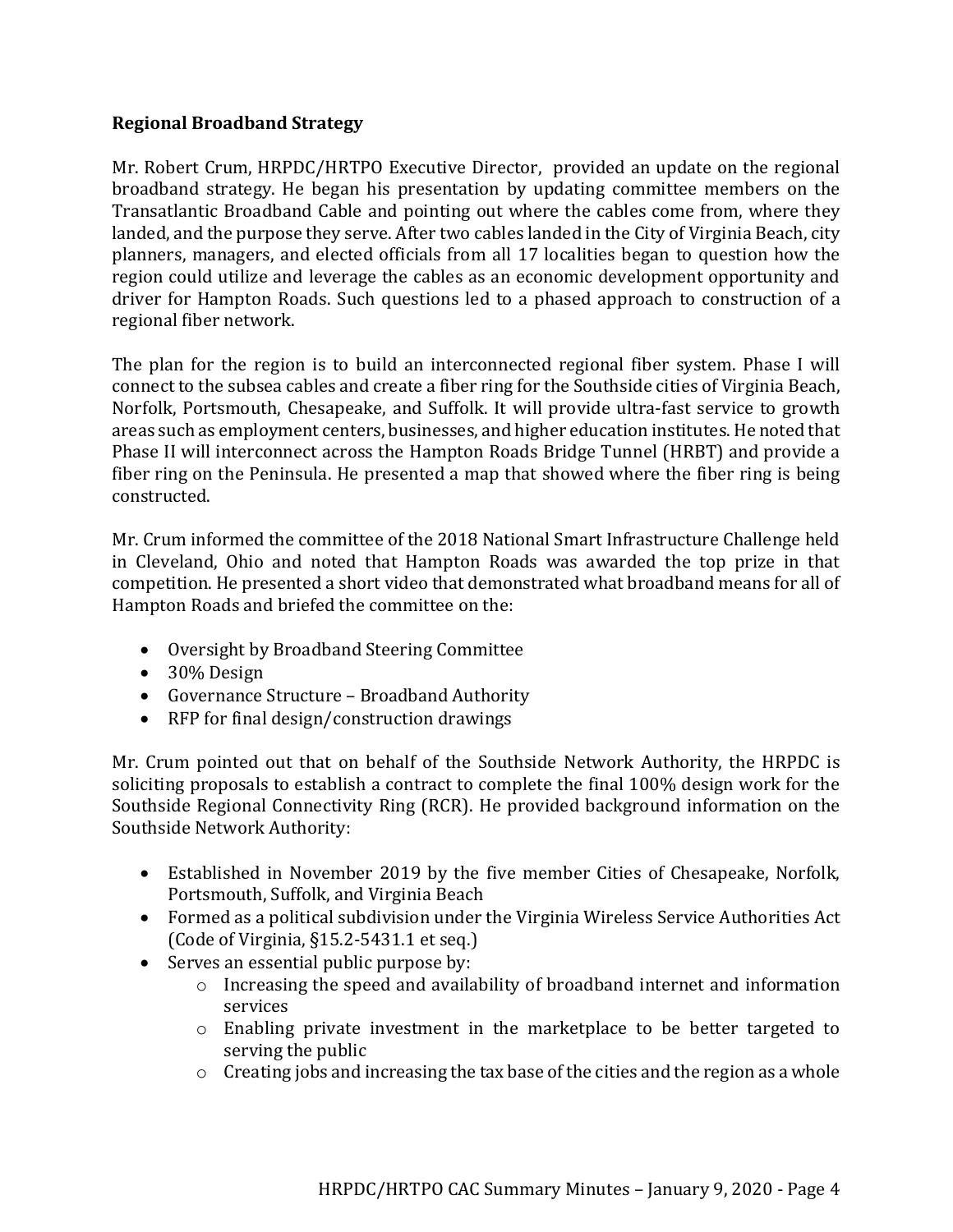**Regional Broadband Strategy**

Mr. Robert Crum, HRPDC/HRTPO Executive Director, provided an update on the regional broadband strategy. He began his presentation by updating committee members on the Transatlantic Broadband Cable and pointing out where the cables come from, where they landed, and the purpose they serve. After two cables landed in the City of Virginia Beach, city planners, managers, and elected officials from all 17 localities began to question how the region could utilize and leverage the cables as an economic development opportunity and driver for Hampton Roads. Such questions led to a phased approach to construction of a regional fiber network.

The plan for the region is to build an interconnected regional fiber system. Phase I will connect to the subsea cables and create a fiber ring for the Southside cities of Virginia Beach, Norfolk, Portsmouth, Chesapeake, and Suffolk. It will provide ultra-fast service to growth areas such as employment centers, businesses, and higher education institutes. He noted that Phase II will interconnect across the Hampton Roads Bridge Tunnel (HRBT) and provide a fiber ring on the Peninsula. He presented a map that showed where the fiber ring is being constructed.

Mr. Crum informed the committee of the 2018 National Smart Infrastructure Challenge held in Cleveland, Ohio and noted that Hampton Roads was awarded the top prize in that competition. He presented a short video that demonstrated what broadband means for all of Hampton Roads and briefed the committee on the:

- Oversight by Broadband Steering Committee
- 30% Design
- Governance Structure – Broadband Authority
- RFP for final design/construction drawings

Mr. Crum pointed out that on behalf of the Southside Network Authority, the HRPDC is soliciting proposals to establish a contract to complete the final 100% design work for the Southside Regional Connectivity Ring (RCR). He provided background information on the Southside Network Authority:

- Established in November 2019 by the five member Cities of Chesapeake, Norfolk, Portsmouth, Suffolk, and Virginia Beach
- Formed as a political subdivision under the Virginia Wireless Service Authorities Act (Code of Virginia, §15.2-5431.1 et seq.)
- Serves an essential public purpose by:
  - Increasing the speed and availability of broadband internet and information services
  - Enabling private investment in the marketplace to be better targeted to serving the public
  - Creating jobs and increasing the tax base of the cities and the region as a whole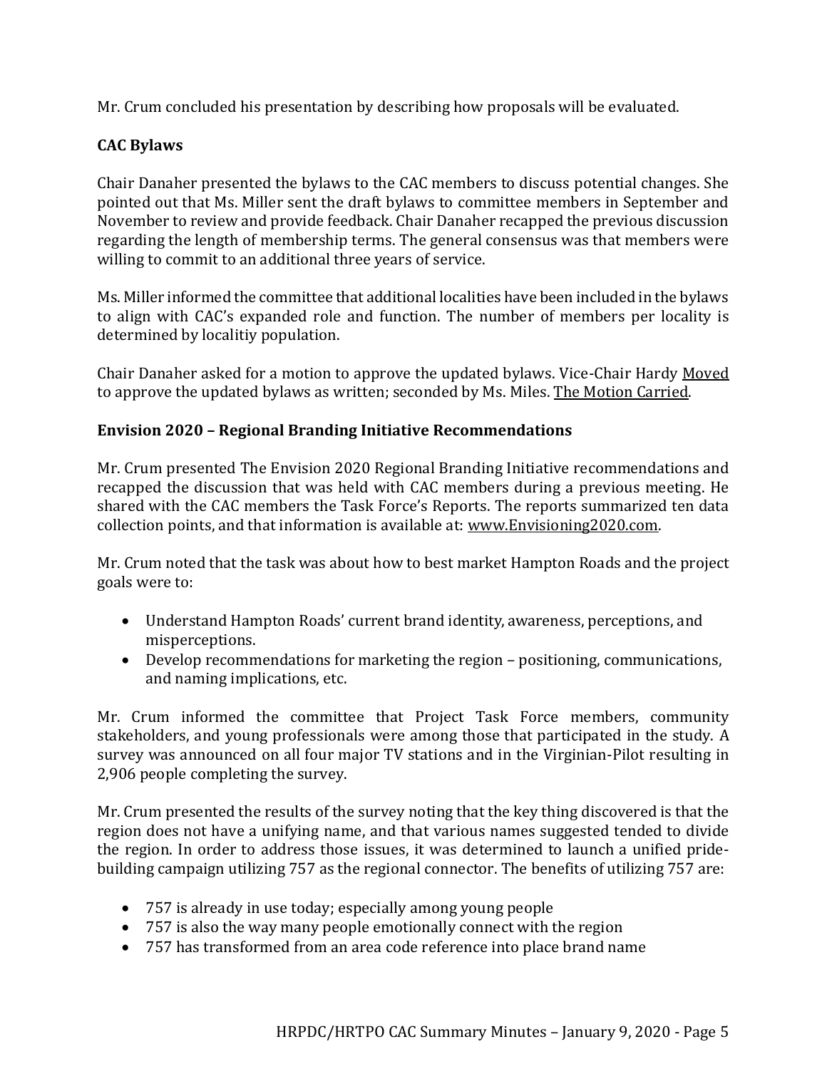Mr. Crum concluded his presentation by describing how proposals will be evaluated.

**CAC Bylaws**

Chair Danaher presented the bylaws to the CAC members to discuss potential changes. She pointed out that Ms. Miller sent the draft bylaws to committee members in September and November to review and provide feedback. Chair Danaher recapped the previous discussion regarding the length of membership terms. The general consensus was that members were willing to commit to an additional three years of service.

Ms. Miller informed the committee that additional localities have been included in the bylaws to align with CAC's expanded role and function. The number of members per locality is determined by localitiy population.

Chair Danaher asked for a motion to approve the updated bylaws. Vice-Chair Hardy Moved to approve the updated bylaws as written; seconded by Ms. Miles. The Motion Carried.

**Envision 2020 – Regional Branding Initiative Recommendations**

Mr. Crum presented The Envision 2020 Regional Branding Initiative recommendations and recapped the discussion that was held with CAC members during a previous meeting. He shared with the CAC members the Task Force's Reports. The reports summarized ten data collection points, and that information is available at: www.Envisioning2020.com.

Mr. Crum noted that the task was about how to best market Hampton Roads and the project goals were to:

- Understand Hampton Roads' current brand identity, awareness, perceptions, and misperceptions.
- Develop recommendations for marketing the region – positioning, communications, and naming implications, etc.

Mr. Crum informed the committee that Project Task Force members, community stakeholders, and young professionals were among those that participated in the study. A survey was announced on all four major TV stations and in the Virginian-Pilot resulting in 2,906 people completing the survey.

Mr. Crum presented the results of the survey noting that the key thing discovered is that the region does not have a unifying name, and that various names suggested tended to divide the region. In order to address those issues, it was determined to launch a unified pride-building campaign utilizing 757 as the regional connector. The benefits of utilizing 757 are:

- 757 is already in use today; especially among young people
- 757 is also the way many people emotionally connect with the region
- 757 has transformed from an area code reference into place brand name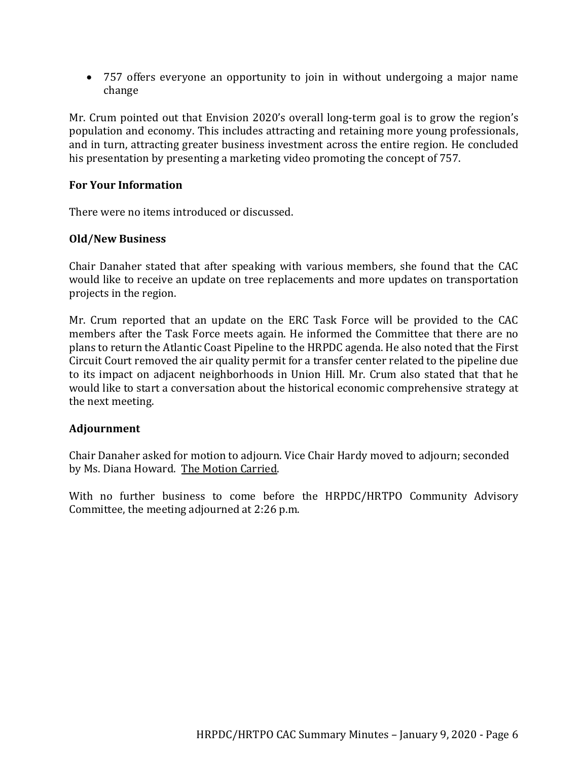- 757 offers everyone an opportunity to join in without undergoing a major name change

Mr. Crum pointed out that Envision 2020's overall long-term goal is to grow the region's population and economy. This includes attracting and retaining more young professionals, and in turn, attracting greater business investment across the entire region. He concluded his presentation by presenting a marketing video promoting the concept of 757.

**For Your Information**

There were no items introduced or discussed.

**Old/New Business**

Chair Danaher stated that after speaking with various members, she found that the CAC would like to receive an update on tree replacements and more updates on transportation projects in the region.

Mr. Crum reported that an update on the ERC Task Force will be provided to the CAC members after the Task Force meets again. He informed the Committee that there are no plans to return the Atlantic Coast Pipeline to the HRPDC agenda. He also noted that the First Circuit Court removed the air quality permit for a transfer center related to the pipeline due to its impact on adjacent neighborhoods in Union Hill. Mr. Crum also stated that that he would like to start a conversation about the historical economic comprehensive strategy at the next meeting.

**Adjournment**

Chair Danaher asked for motion to adjourn. Vice Chair Hardy moved to adjourn; seconded by Ms. Diana Howard. The Motion Carried.

With no further business to come before the HRPDC/HRTPO Community Advisory Committee, the meeting adjourned at 2:26 p.m.